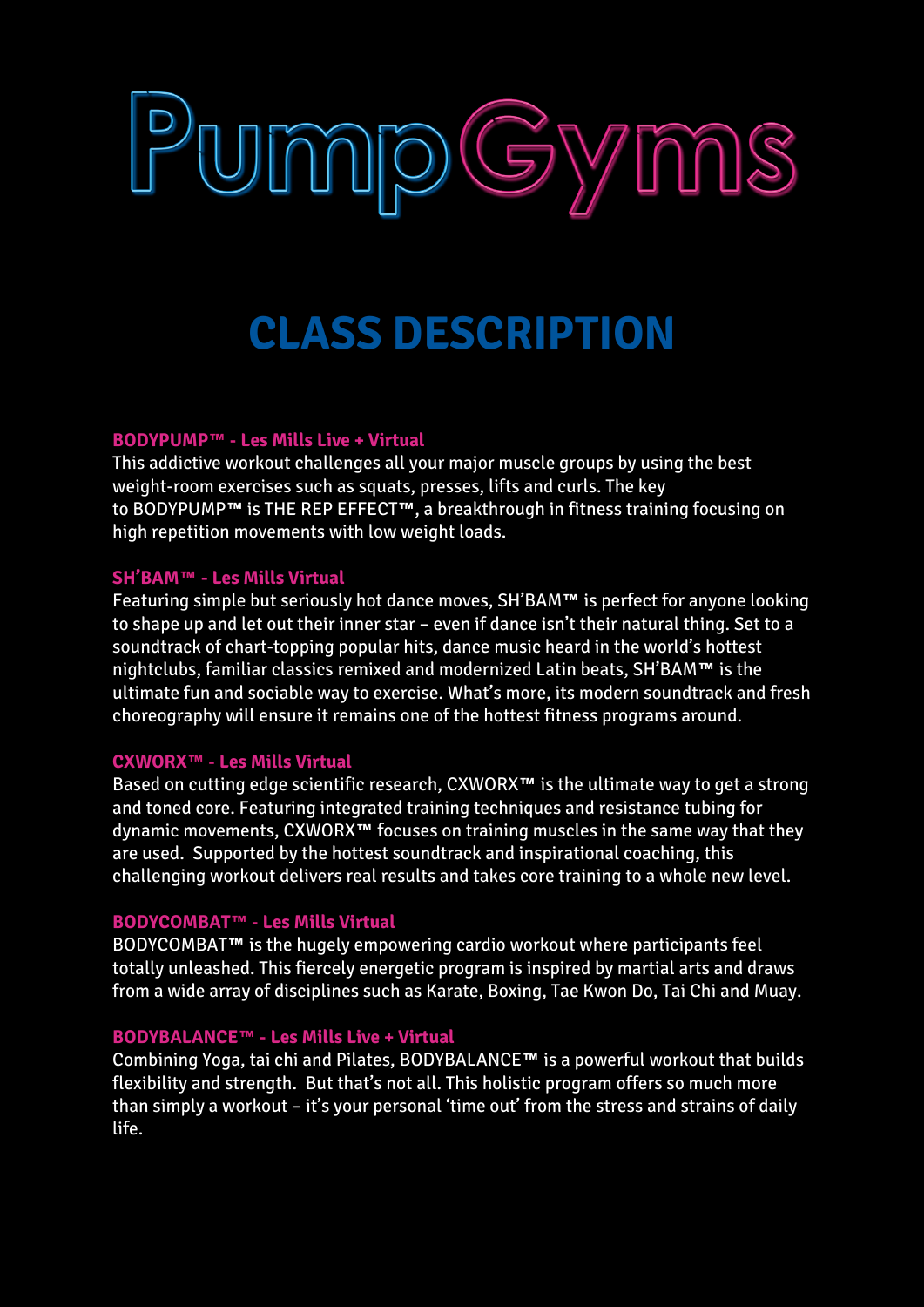# PumpGyms

## CLASS DESCRIPTION

**BODYPUMP™ - Les Mills Live + Virtual**

This addictive workout challenges all your major muscle groups by using the best weight-room exercises such as squats, presses, lifts and curls. The key to BODYPUMP™ is THE REP EFFECT™, a breakthrough in fitness training focusing on high repetition movements with low weight loads.

**SH'BAM™ - Les Mills Virtual**

Featuring simple but seriously hot dance moves, SH'BAM™ is perfect for anyone looking to shape up and let out their inner star – even if dance isn't their natural thing. Set to a soundtrack of chart-topping popular hits, dance music heard in the world's hottest nightclubs, familiar classics remixed and modernized Latin beats, SH'BAM™ is the ultimate fun and sociable way to exercise. What's more, its modern soundtrack and fresh choreography will ensure it remains one of the hottest fitness programs around.

**CXWORX™ - Les Mills Virtual**

Based on cutting edge scientific research, CXWORX™ is the ultimate way to get a strong and toned core. Featuring integrated training techniques and resistance tubing for dynamic movements, CXWORX™ focuses on training muscles in the same way that they are used. Supported by the hottest soundtrack and inspirational coaching, this challenging workout delivers real results and takes core training to a whole new level.

**BODYCOMBAT™ - Les Mills Virtual**

BODYCOMBAT™ is the hugely empowering cardio workout where participants feel totally unleashed. This fiercely energetic program is inspired by martial arts and draws from a wide array of disciplines such as Karate, Boxing, Tae Kwon Do, Tai Chi and Muay.

**BODYBALANCE™ - Les Mills Live + Virtual**

Combining Yoga, tai chi and Pilates, BODYBALANCE™ is a powerful workout that builds flexibility and strength. But that's not all. This holistic program offers so much more than simply a workout – it's your personal 'time out' from the stress and strains of daily life.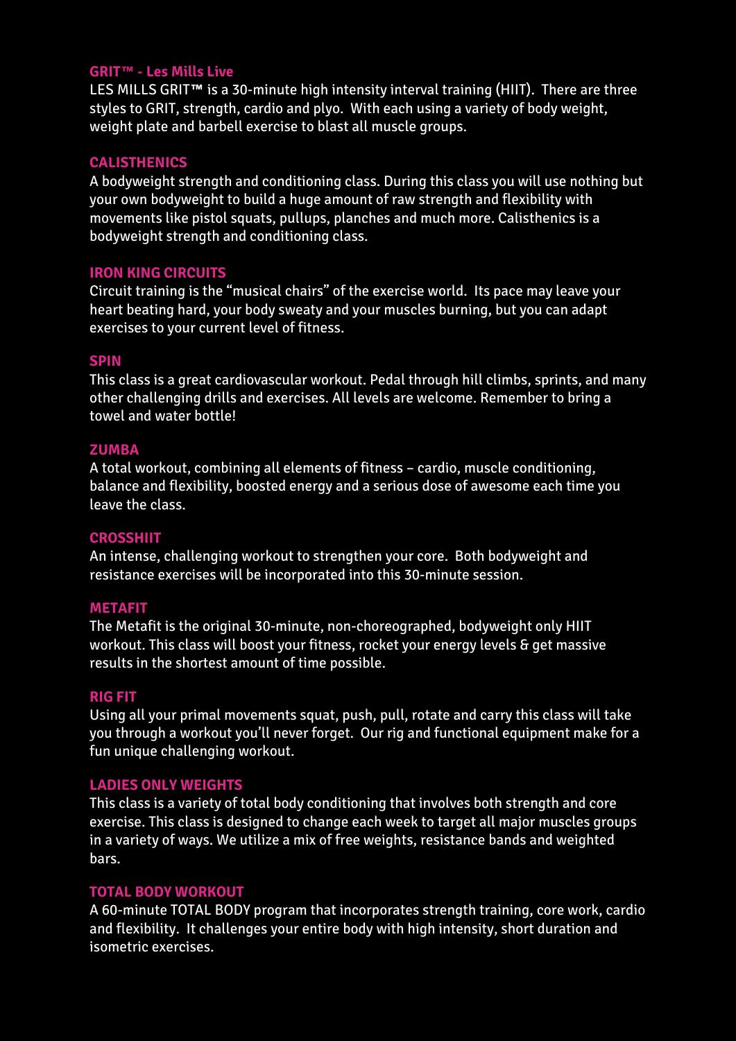## GRIT™ - Les Mills Live

LES MILLS GRIT™ is a 30-minute high intensity interval training (HIIT). There are three styles to GRIT, strength, cardio and plyo. With each using a variety of body weight, weight plate and barbell exercise to blast all muscle groups.

## CALISTHENICS

A bodyweight strength and conditioning class. During this class you will use nothing but your own bodyweight to build a huge amount of raw strength and flexibility with movements like pistol squats, pullups, planches and much more. Calisthenics is a bodyweight strength and conditioning class.

## IRON KING CIRCUITS

Circuit training is the "musical chairs" of the exercise world. Its pace may leave your heart beating hard, your body sweaty and your muscles burning, but you can adapt exercises to your current level of fitness.

## SPIN

This class is a great cardiovascular workout. Pedal through hill climbs, sprints, and many other challenging drills and exercises. All levels are welcome. Remember to bring a towel and water bottle!

## ZUMBA

A total workout, combining all elements of fitness – cardio, muscle conditioning, balance and flexibility, boosted energy and a serious dose of awesome each time you leave the class.

## CROSSHIIT

An intense, challenging workout to strengthen your core. Both bodyweight and resistance exercises will be incorporated into this 30-minute session.

## METAFIT

The Metafit is the original 30-minute, non-choreographed, bodyweight only HIIT workout. This class will boost your fitness, rocket your energy levels & get massive results in the shortest amount of time possible.

## RIG FIT

Using all your primal movements squat, push, pull, rotate and carry this class will take you through a workout you'll never forget. Our rig and functional equipment make for a fun unique challenging workout.

## LADIES ONLY WEIGHTS

This class is a variety of total body conditioning that involves both strength and core exercise. This class is designed to change each week to target all major muscles groups in a variety of ways. We utilize a mix of free weights, resistance bands and weighted bars.

## TOTAL BODY WORKOUT

A 60-minute TOTAL BODY program that incorporates strength training, core work, cardio and flexibility. It challenges your entire body with high intensity, short duration and isometric exercises.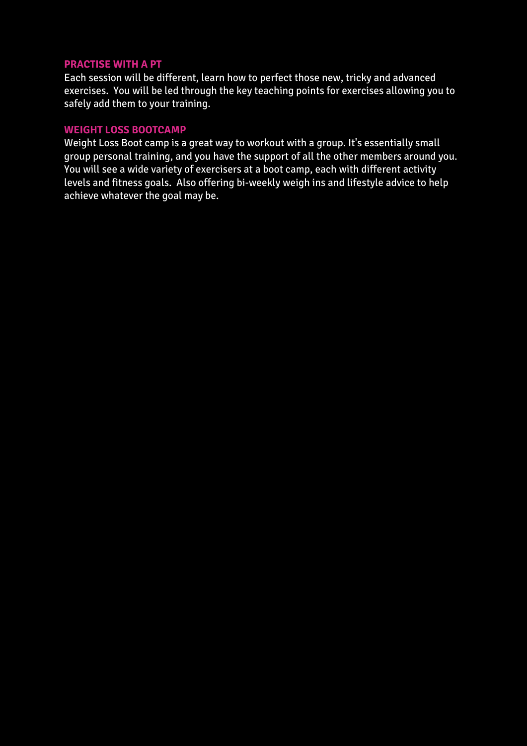## PRACTISE WITH A PT

Each session will be different, learn how to perfect those new, tricky and advanced exercises. You will be led through the key teaching points for exercises allowing you to safely add them to your training.

## WEIGHT LOSS BOOTCAMP

Weight Loss Boot camp is a great way to workout with a group. It's essentially small group personal training, and you have the support of all the other members around you. You will see a wide variety of exercisers at a boot camp, each with different activity levels and fitness goals. Also offering bi-weekly weigh ins and lifestyle advice to help achieve whatever the goal may be.